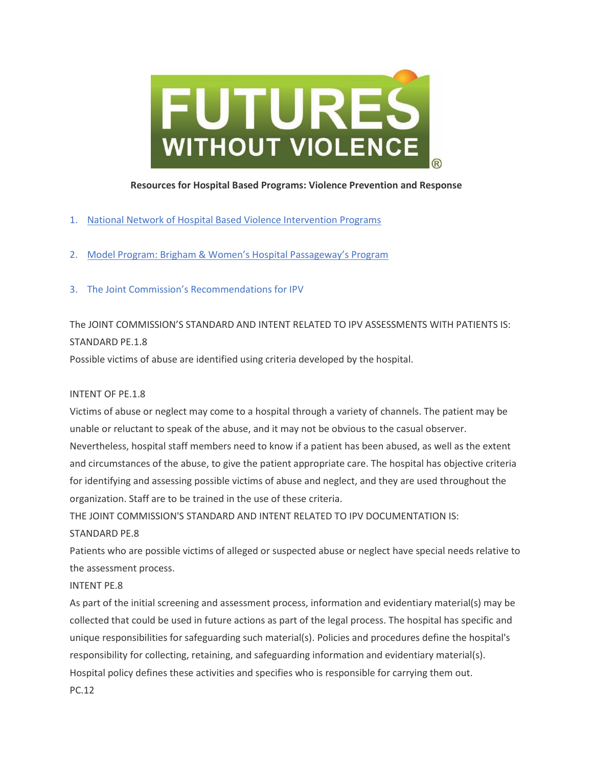**Resources for Hospital Based Programs: Violence Prevention and Response**

1. [National Network of Hospital Based Violence Intervention Programs]()
2. [Model Program: Brigham & Women's Hospital Passageway's Program]()
3. The Joint Commission's Recommendations for IPV

The JOINT COMMISSION'S STANDARD AND INTENT RELATED TO IPV ASSESSMENTS WITH PATIENTS IS:

STANDARD PE.1.8

Possible victims of abuse are identified using criteria developed by the hospital.

INTENT OF PE.1.8

Victims of abuse or neglect may come to a hospital through a variety of channels. The patient may be unable or reluctant to speak of the abuse, and it may not be obvious to the casual observer. Nevertheless, hospital staff members need to know if a patient has been abused, as well as the extent and circumstances of the abuse, to give the patient appropriate care. The hospital has objective criteria for identifying and assessing possible victims of abuse and neglect, and they are used throughout the organization. Staff are to be trained in the use of these criteria.

THE JOINT COMMISSION'S STANDARD AND INTENT RELATED TO IPV DOCUMENTATION IS:

STANDARD PE.8

Patients who are possible victims of alleged or suspected abuse or neglect have special needs relative to the assessment process.

INTENT PE.8

As part of the initial screening and assessment process, information and evidentiary material(s) may be collected that could be used in future actions as part of the legal process. The hospital has specific and unique responsibilities for safeguarding such material(s). Policies and procedures define the hospital's responsibility for collecting, retaining, and safeguarding information and evidentiary material(s). Hospital policy defines these activities and specifies who is responsible for carrying them out.

PC.12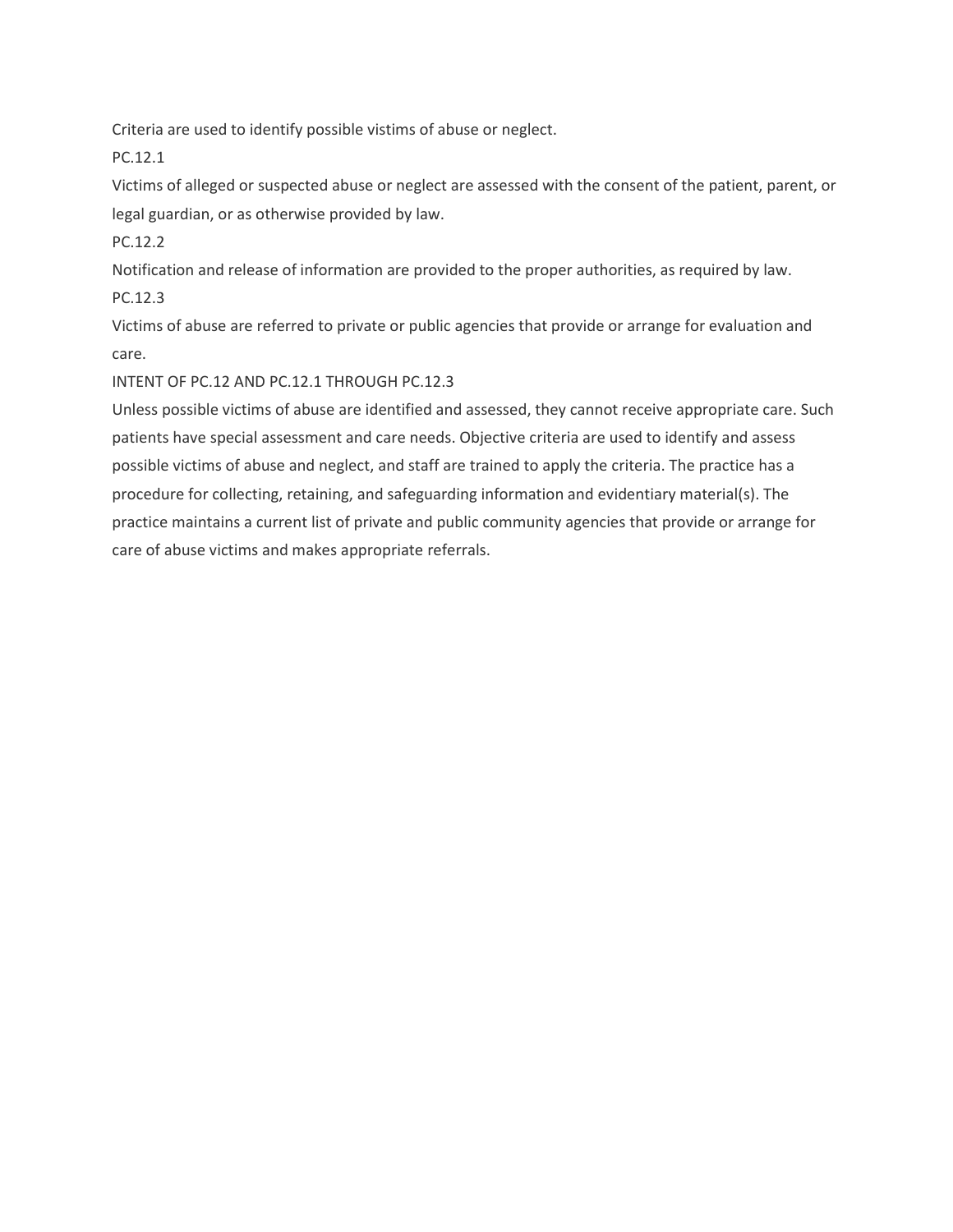Criteria are used to identify possible vistims of abuse or neglect.

PC.12.1

Victims of alleged or suspected abuse or neglect are assessed with the consent of the patient, parent, or legal guardian, or as otherwise provided by law.

PC.12.2

Notification and release of information are provided to the proper authorities, as required by law.

PC.12.3

Victims of abuse are referred to private or public agencies that provide or arrange for evaluation and care.

INTENT OF PC.12 AND PC.12.1 THROUGH PC.12.3

Unless possible victims of abuse are identified and assessed, they cannot receive appropriate care. Such patients have special assessment and care needs. Objective criteria are used to identify and assess possible victims of abuse and neglect, and staff are trained to apply the criteria. The practice has a procedure for collecting, retaining, and safeguarding information and evidentiary material(s). The practice maintains a current list of private and public community agencies that provide or arrange for care of abuse victims and makes appropriate referrals.